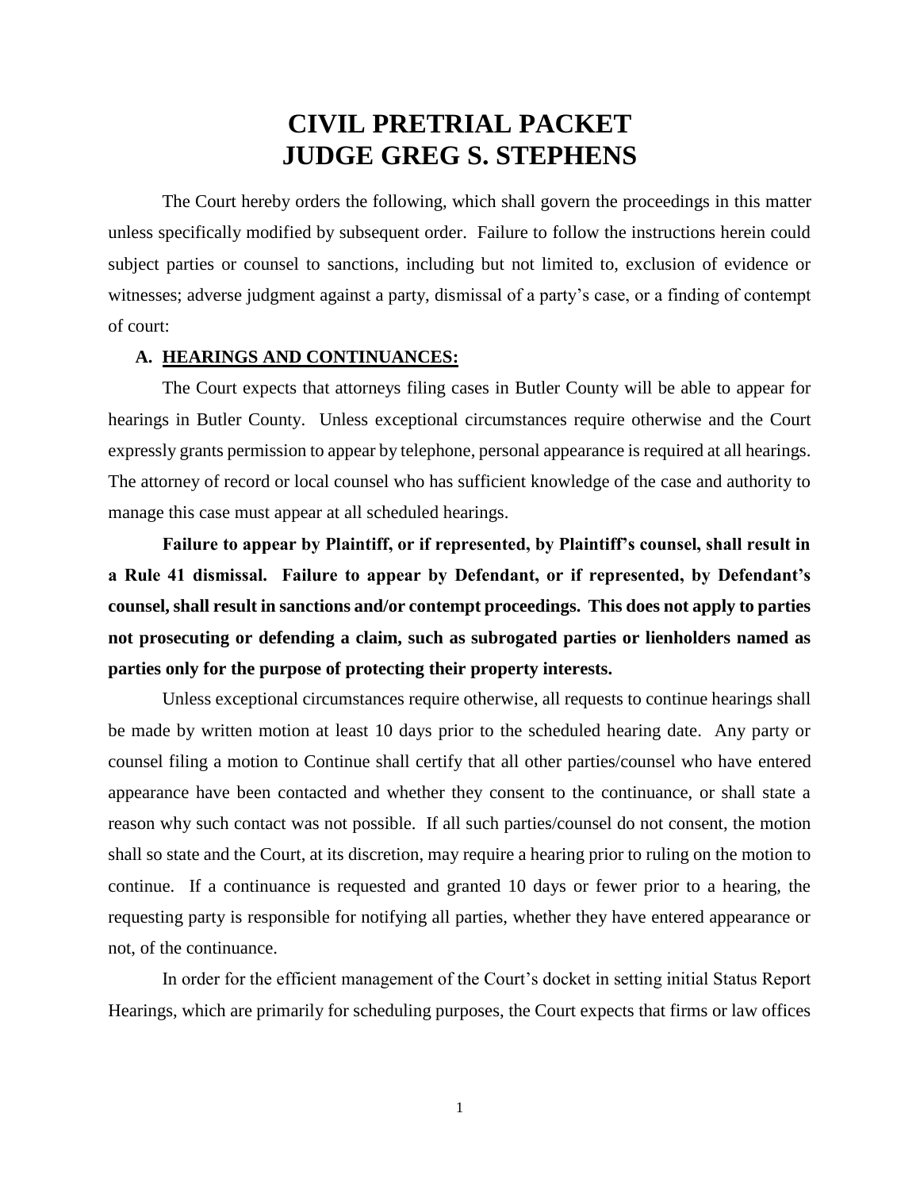# CIVIL PRETRIAL PACKET
# JUDGE GREG S. STEPHENS

The Court hereby orders the following, which shall govern the proceedings in this matter unless specifically modified by subsequent order. Failure to follow the instructions herein could subject parties or counsel to sanctions, including but not limited to, exclusion of evidence or witnesses; adverse judgment against a party, dismissal of a party's case, or a finding of contempt of court:

## A. HEARINGS AND CONTINUANCES:

The Court expects that attorneys filing cases in Butler County will be able to appear for hearings in Butler County. Unless exceptional circumstances require otherwise and the Court expressly grants permission to appear by telephone, personal appearance is required at all hearings. The attorney of record or local counsel who has sufficient knowledge of the case and authority to manage this case must appear at all scheduled hearings.

**Failure to appear by Plaintiff, or if represented, by Plaintiff's counsel, shall result in a Rule 41 dismissal. Failure to appear by Defendant, or if represented, by Defendant's counsel, shall result in sanctions and/or contempt proceedings. This does not apply to parties not prosecuting or defending a claim, such as subrogated parties or lienholders named as parties only for the purpose of protecting their property interests.**

Unless exceptional circumstances require otherwise, all requests to continue hearings shall be made by written motion at least 10 days prior to the scheduled hearing date. Any party or counsel filing a motion to Continue shall certify that all other parties/counsel who have entered appearance have been contacted and whether they consent to the continuance, or shall state a reason why such contact was not possible. If all such parties/counsel do not consent, the motion shall so state and the Court, at its discretion, may require a hearing prior to ruling on the motion to continue. If a continuance is requested and granted 10 days or fewer prior to a hearing, the requesting party is responsible for notifying all parties, whether they have entered appearance or not, of the continuance.

In order for the efficient management of the Court's docket in setting initial Status Report Hearings, which are primarily for scheduling purposes, the Court expects that firms or law offices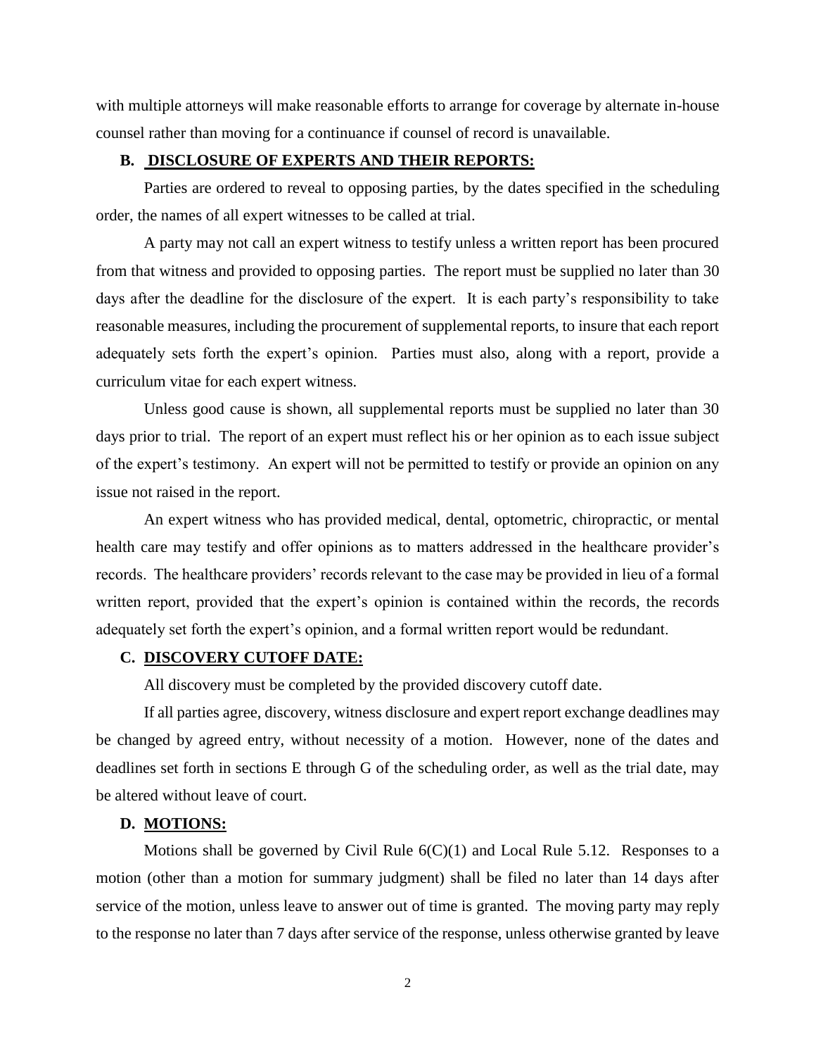with multiple attorneys will make reasonable efforts to arrange for coverage by alternate in-house counsel rather than moving for a continuance if counsel of record is unavailable.

### B. DISCLOSURE OF EXPERTS AND THEIR REPORTS:

Parties are ordered to reveal to opposing parties, by the dates specified in the scheduling order, the names of all expert witnesses to be called at trial.

A party may not call an expert witness to testify unless a written report has been procured from that witness and provided to opposing parties. The report must be supplied no later than 30 days after the deadline for the disclosure of the expert. It is each party's responsibility to take reasonable measures, including the procurement of supplemental reports, to insure that each report adequately sets forth the expert's opinion. Parties must also, along with a report, provide a curriculum vitae for each expert witness.

Unless good cause is shown, all supplemental reports must be supplied no later than 30 days prior to trial. The report of an expert must reflect his or her opinion as to each issue subject of the expert's testimony. An expert will not be permitted to testify or provide an opinion on any issue not raised in the report.

An expert witness who has provided medical, dental, optometric, chiropractic, or mental health care may testify and offer opinions as to matters addressed in the healthcare provider's records. The healthcare providers' records relevant to the case may be provided in lieu of a formal written report, provided that the expert's opinion is contained within the records, the records adequately set forth the expert's opinion, and a formal written report would be redundant.

### C. DISCOVERY CUTOFF DATE:

All discovery must be completed by the provided discovery cutoff date.

If all parties agree, discovery, witness disclosure and expert report exchange deadlines may be changed by agreed entry, without necessity of a motion. However, none of the dates and deadlines set forth in sections E through G of the scheduling order, as well as the trial date, may be altered without leave of court.

### D. MOTIONS:

Motions shall be governed by Civil Rule 6(C)(1) and Local Rule 5.12. Responses to a motion (other than a motion for summary judgment) shall be filed no later than 14 days after service of the motion, unless leave to answer out of time is granted. The moving party may reply to the response no later than 7 days after service of the response, unless otherwise granted by leave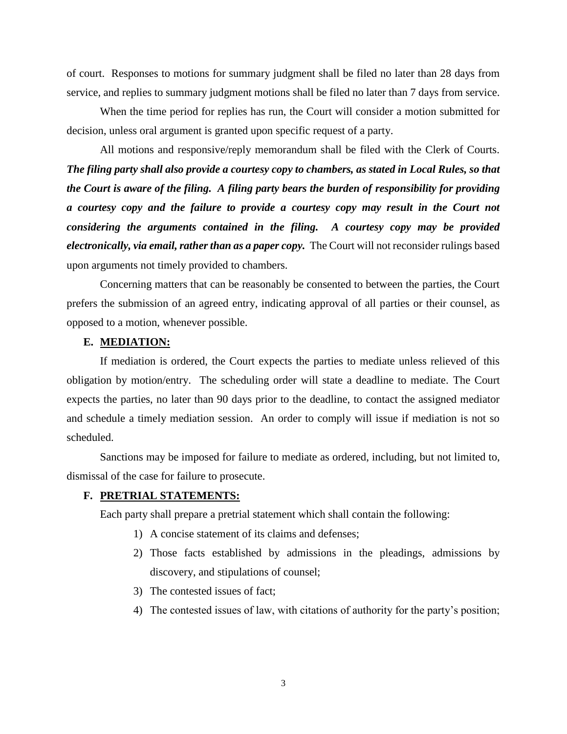of court. Responses to motions for summary judgment shall be filed no later than 28 days from service, and replies to summary judgment motions shall be filed no later than 7 days from service.

When the time period for replies has run, the Court will consider a motion submitted for decision, unless oral argument is granted upon specific request of a party.

All motions and responsive/reply memorandum shall be filed with the Clerk of Courts. ***The filing party shall also provide a courtesy copy to chambers, as stated in Local Rules, so that the Court is aware of the filing. A filing party bears the burden of responsibility for providing a courtesy copy and the failure to provide a courtesy copy may result in the Court not considering the arguments contained in the filing. A courtesy copy may be provided electronically, via email, rather than as a paper copy.*** The Court will not reconsider rulings based upon arguments not timely provided to chambers.

Concerning matters that can be reasonably be consented to between the parties, the Court prefers the submission of an agreed entry, indicating approval of all parties or their counsel, as opposed to a motion, whenever possible.

**E. MEDIATION:**

If mediation is ordered, the Court expects the parties to mediate unless relieved of this obligation by motion/entry. The scheduling order will state a deadline to mediate. The Court expects the parties, no later than 90 days prior to the deadline, to contact the assigned mediator and schedule a timely mediation session. An order to comply will issue if mediation is not so scheduled.

Sanctions may be imposed for failure to mediate as ordered, including, but not limited to, dismissal of the case for failure to prosecute.

**F. PRETRIAL STATEMENTS:**

Each party shall prepare a pretrial statement which shall contain the following:

1) A concise statement of its claims and defenses;
2) Those facts established by admissions in the pleadings, admissions by discovery, and stipulations of counsel;
3) The contested issues of fact;
4) The contested issues of law, with citations of authority for the party's position;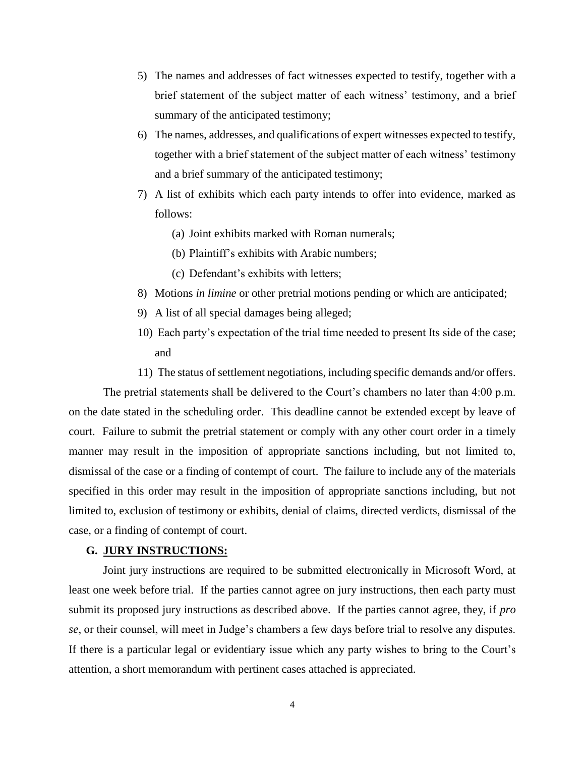5) The names and addresses of fact witnesses expected to testify, together with a brief statement of the subject matter of each witness' testimony, and a brief summary of the anticipated testimony;
6) The names, addresses, and qualifications of expert witnesses expected to testify, together with a brief statement of the subject matter of each witness' testimony and a brief summary of the anticipated testimony;
7) A list of exhibits which each party intends to offer into evidence, marked as follows:
   (a) Joint exhibits marked with Roman numerals;
   (b) Plaintiff's exhibits with Arabic numbers;
   (c) Defendant's exhibits with letters;
8) Motions *in limine* or other pretrial motions pending or which are anticipated;
9) A list of all special damages being alleged;
10) Each party's expectation of the trial time needed to present Its side of the case; and
11) The status of settlement negotiations, including specific demands and/or offers.

The pretrial statements shall be delivered to the Court's chambers no later than 4:00 p.m. on the date stated in the scheduling order. This deadline cannot be extended except by leave of court. Failure to submit the pretrial statement or comply with any other court order in a timely manner may result in the imposition of appropriate sanctions including, but not limited to, dismissal of the case or a finding of contempt of court. The failure to include any of the materials specified in this order may result in the imposition of appropriate sanctions including, but not limited to, exclusion of testimony or exhibits, denial of claims, directed verdicts, dismissal of the case, or a finding of contempt of court.

### G. <u>JURY INSTRUCTIONS:</u>

Joint jury instructions are required to be submitted electronically in Microsoft Word, at least one week before trial. If the parties cannot agree on jury instructions, then each party must submit its proposed jury instructions as described above. If the parties cannot agree, they, if *pro se*, or their counsel, will meet in Judge's chambers a few days before trial to resolve any disputes. If there is a particular legal or evidentiary issue which any party wishes to bring to the Court's attention, a short memorandum with pertinent cases attached is appreciated.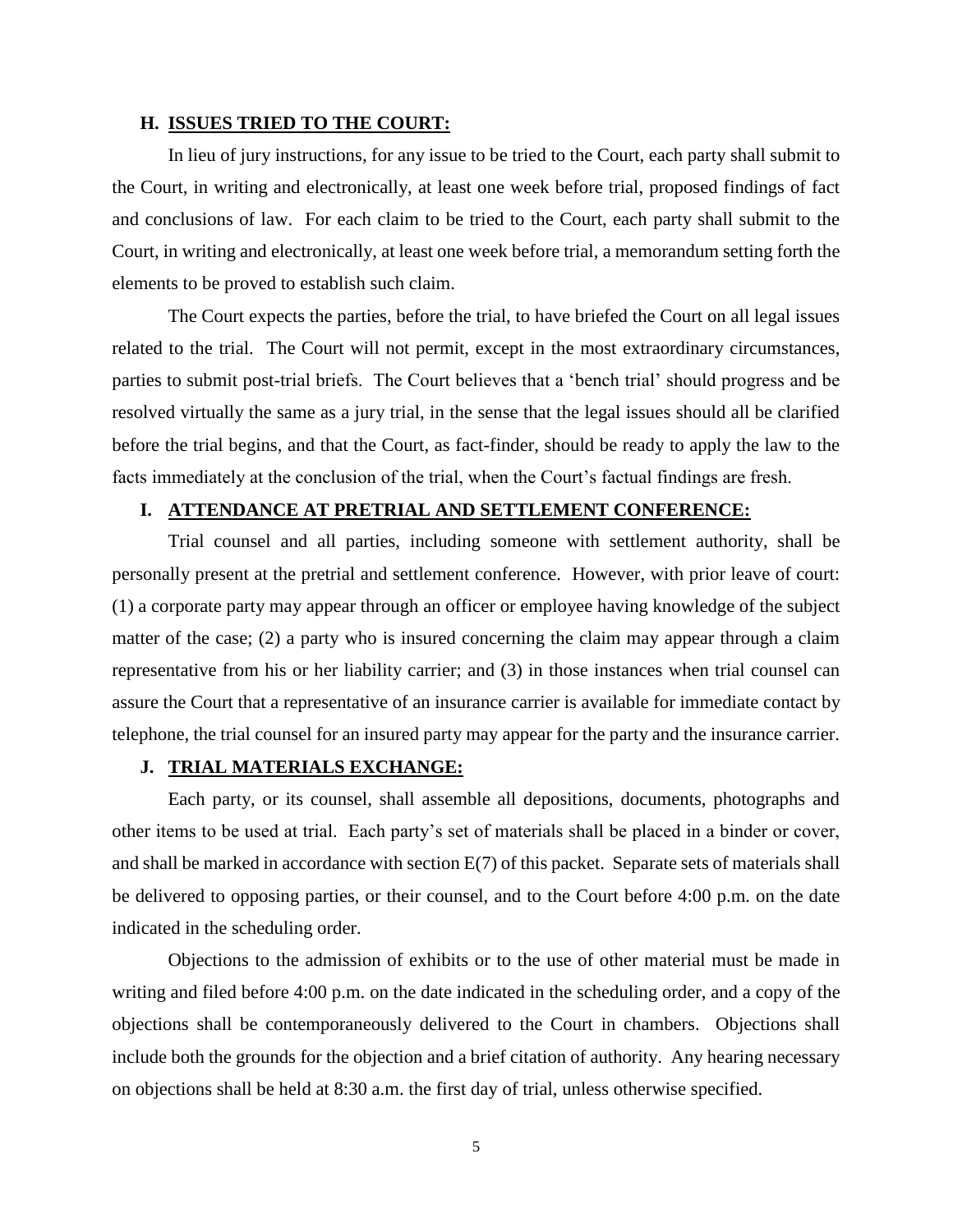### H. ISSUES TRIED TO THE COURT:

In lieu of jury instructions, for any issue to be tried to the Court, each party shall submit to the Court, in writing and electronically, at least one week before trial, proposed findings of fact and conclusions of law. For each claim to be tried to the Court, each party shall submit to the Court, in writing and electronically, at least one week before trial, a memorandum setting forth the elements to be proved to establish such claim.

The Court expects the parties, before the trial, to have briefed the Court on all legal issues related to the trial. The Court will not permit, except in the most extraordinary circumstances, parties to submit post-trial briefs. The Court believes that a 'bench trial' should progress and be resolved virtually the same as a jury trial, in the sense that the legal issues should all be clarified before the trial begins, and that the Court, as fact-finder, should be ready to apply the law to the facts immediately at the conclusion of the trial, when the Court's factual findings are fresh.

### I. ATTENDANCE AT PRETRIAL AND SETTLEMENT CONFERENCE:

Trial counsel and all parties, including someone with settlement authority, shall be personally present at the pretrial and settlement conference. However, with prior leave of court: (1) a corporate party may appear through an officer or employee having knowledge of the subject matter of the case; (2) a party who is insured concerning the claim may appear through a claim representative from his or her liability carrier; and (3) in those instances when trial counsel can assure the Court that a representative of an insurance carrier is available for immediate contact by telephone, the trial counsel for an insured party may appear for the party and the insurance carrier.

### J. TRIAL MATERIALS EXCHANGE:

Each party, or its counsel, shall assemble all depositions, documents, photographs and other items to be used at trial. Each party's set of materials shall be placed in a binder or cover, and shall be marked in accordance with section E(7) of this packet. Separate sets of materials shall be delivered to opposing parties, or their counsel, and to the Court before 4:00 p.m. on the date indicated in the scheduling order.

Objections to the admission of exhibits or to the use of other material must be made in writing and filed before 4:00 p.m. on the date indicated in the scheduling order, and a copy of the objections shall be contemporaneously delivered to the Court in chambers. Objections shall include both the grounds for the objection and a brief citation of authority. Any hearing necessary on objections shall be held at 8:30 a.m. the first day of trial, unless otherwise specified.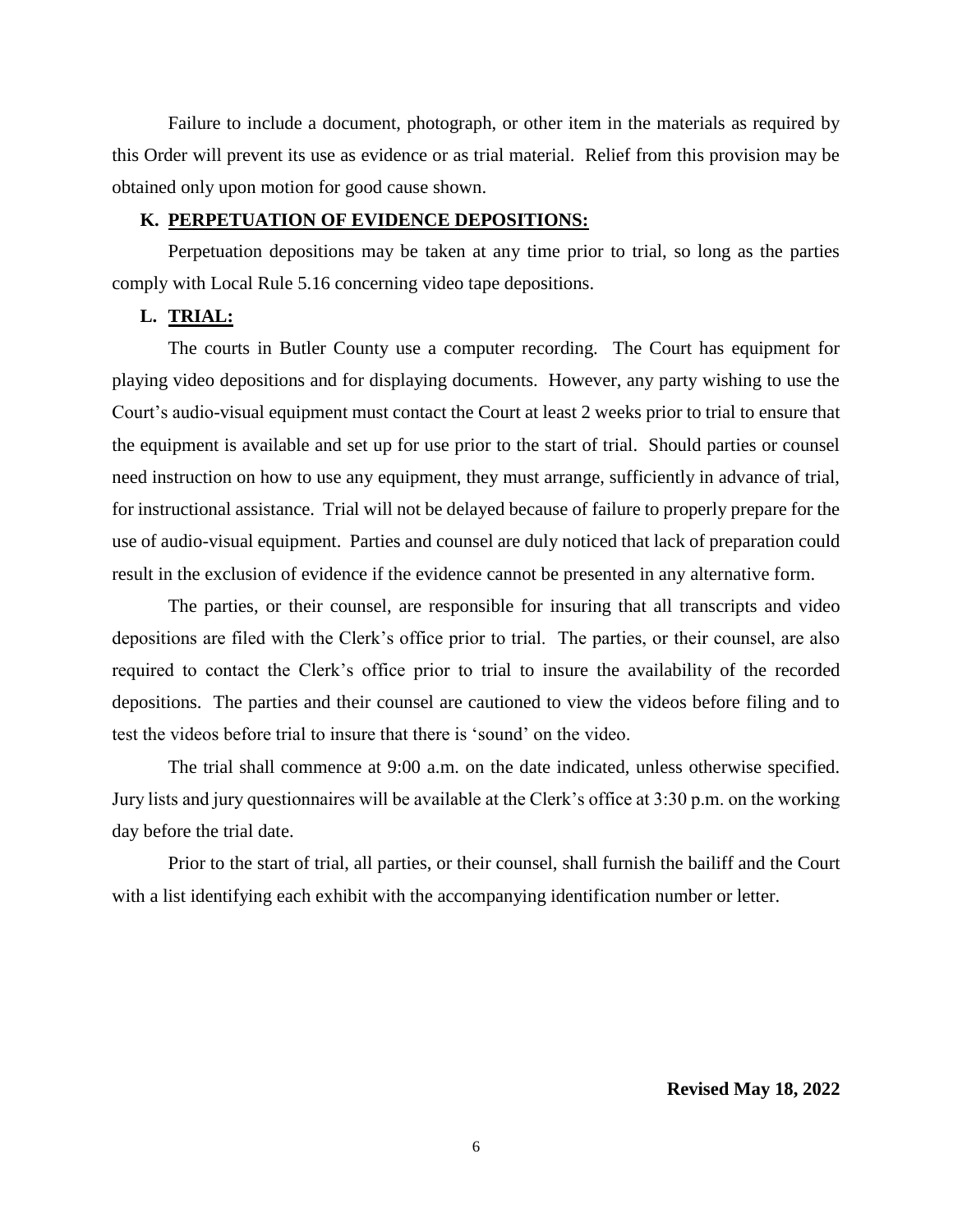Failure to include a document, photograph, or other item in the materials as required by this Order will prevent its use as evidence or as trial material. Relief from this provision may be obtained only upon motion for good cause shown.

**K. PERPETUATION OF EVIDENCE DEPOSITIONS:**

Perpetuation depositions may be taken at any time prior to trial, so long as the parties comply with Local Rule 5.16 concerning video tape depositions.

**L. TRIAL:**

The courts in Butler County use a computer recording. The Court has equipment for playing video depositions and for displaying documents. However, any party wishing to use the Court's audio-visual equipment must contact the Court at least 2 weeks prior to trial to ensure that the equipment is available and set up for use prior to the start of trial. Should parties or counsel need instruction on how to use any equipment, they must arrange, sufficiently in advance of trial, for instructional assistance. Trial will not be delayed because of failure to properly prepare for the use of audio-visual equipment. Parties and counsel are duly noticed that lack of preparation could result in the exclusion of evidence if the evidence cannot be presented in any alternative form.

The parties, or their counsel, are responsible for insuring that all transcripts and video depositions are filed with the Clerk's office prior to trial. The parties, or their counsel, are also required to contact the Clerk's office prior to trial to insure the availability of the recorded depositions. The parties and their counsel are cautioned to view the videos before filing and to test the videos before trial to insure that there is 'sound' on the video.

The trial shall commence at 9:00 a.m. on the date indicated, unless otherwise specified. Jury lists and jury questionnaires will be available at the Clerk's office at 3:30 p.m. on the working day before the trial date.

Prior to the start of trial, all parties, or their counsel, shall furnish the bailiff and the Court with a list identifying each exhibit with the accompanying identification number or letter.

**Revised May 18, 2022**